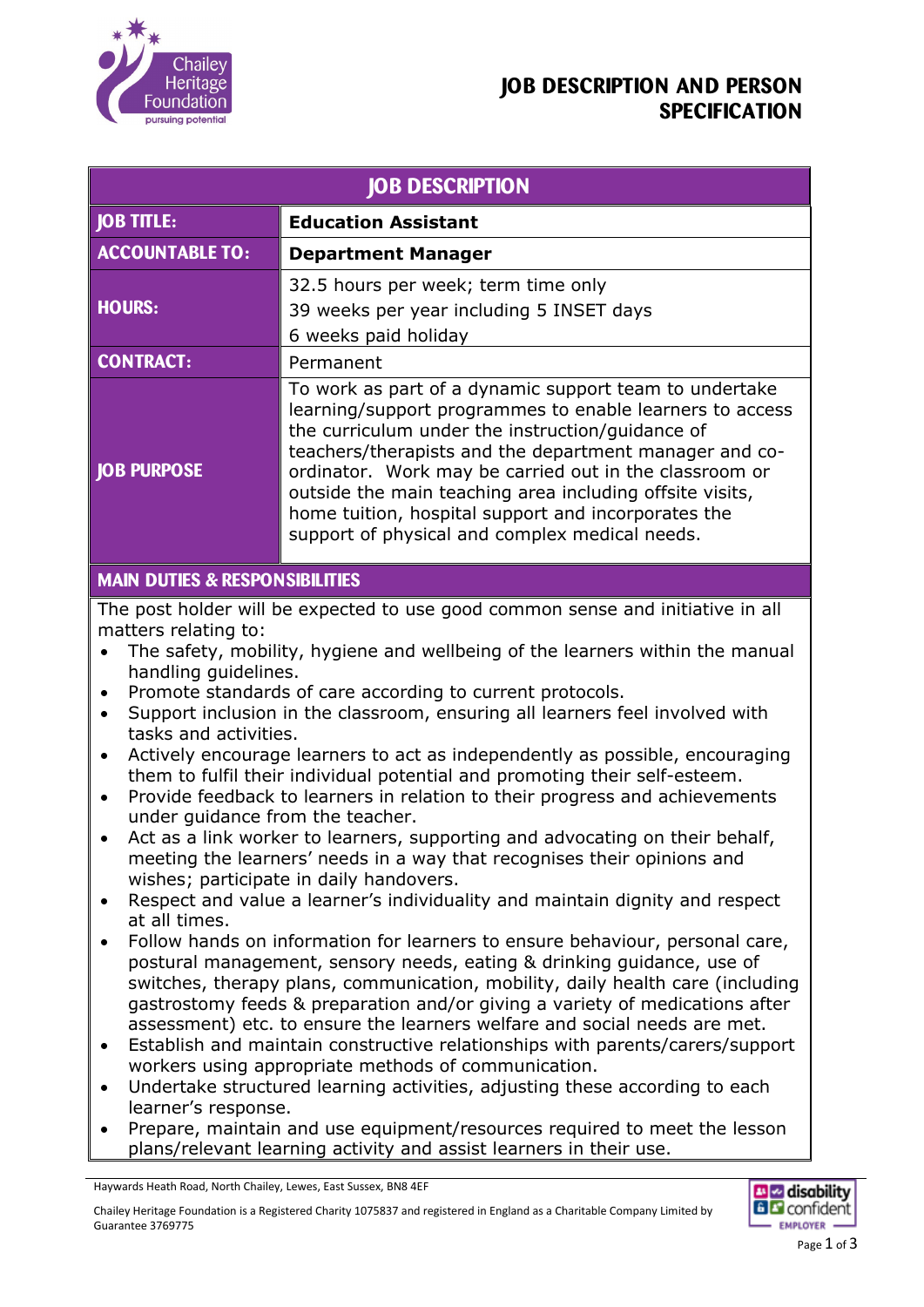# JOB DESCRIPTION AND PERSON SPECIFICATION

## JOB DESCRIPTION

| | |
|---|---|
| **JOB TITLE:** | **Education Assistant** |
| **ACCOUNTABLE TO:** | **Department Manager** |
| **HOURS:** | 32.5 hours per week; term time only<br>39 weeks per year including 5 INSET days<br>6 weeks paid holiday |
| **CONTRACT:** | Permanent |
| **JOB PURPOSE** | To work as part of a dynamic support team to undertake learning/support programmes to enable learners to access the curriculum under the instruction/guidance of teachers/therapists and the department manager and co-ordinator. Work may be carried out in the classroom or outside the main teaching area including offsite visits, home tuition, hospital support and incorporates the support of physical and complex medical needs. |

## MAIN DUTIES & RESPONSIBILITIES

The post holder will be expected to use good common sense and initiative in all matters relating to:

- The safety, mobility, hygiene and wellbeing of the learners within the manual handling guidelines.
- Promote standards of care according to current protocols.
- Support inclusion in the classroom, ensuring all learners feel involved with tasks and activities.
- Actively encourage learners to act as independently as possible, encouraging them to fulfil their individual potential and promoting their self-esteem.
- Provide feedback to learners in relation to their progress and achievements under guidance from the teacher.
- Act as a link worker to learners, supporting and advocating on their behalf, meeting the learners' needs in a way that recognises their opinions and wishes; participate in daily handovers.
- Respect and value a learner's individuality and maintain dignity and respect at all times.
- Follow hands on information for learners to ensure behaviour, personal care, postural management, sensory needs, eating & drinking guidance, use of switches, therapy plans, communication, mobility, daily health care (including gastrostomy feeds & preparation and/or giving a variety of medications after assessment) etc. to ensure the learners welfare and social needs are met.
- Establish and maintain constructive relationships with parents/carers/support workers using appropriate methods of communication.
- Undertake structured learning activities, adjusting these according to each learner's response.
- Prepare, maintain and use equipment/resources required to meet the lesson plans/relevant learning activity and assist learners in their use.

Haywards Heath Road, North Chailey, Lewes, East Sussex, BN8 4EF

Chailey Heritage Foundation is a Registered Charity 1075837 and registered in England as a Charitable Company Limited by Guarantee 3769775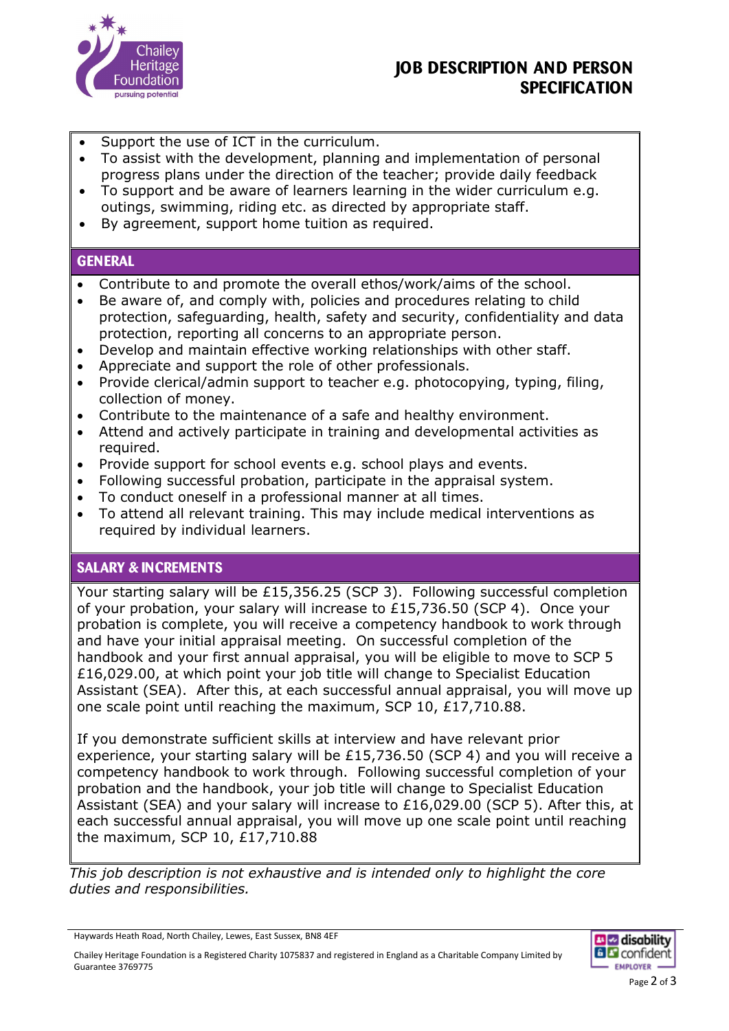- Support the use of ICT in the curriculum.
- To assist with the development, planning and implementation of personal progress plans under the direction of the teacher; provide daily feedback
- To support and be aware of learners learning in the wider curriculum e.g. outings, swimming, riding etc. as directed by appropriate staff.
- By agreement, support home tuition as required.

## GENERAL

- Contribute to and promote the overall ethos/work/aims of the school.
- Be aware of, and comply with, policies and procedures relating to child protection, safeguarding, health, safety and security, confidentiality and data protection, reporting all concerns to an appropriate person.
- Develop and maintain effective working relationships with other staff.
- Appreciate and support the role of other professionals.
- Provide clerical/admin support to teacher e.g. photocopying, typing, filing, collection of money.
- Contribute to the maintenance of a safe and healthy environment.
- Attend and actively participate in training and developmental activities as required.
- Provide support for school events e.g. school plays and events.
- Following successful probation, participate in the appraisal system.
- To conduct oneself in a professional manner at all times.
- To attend all relevant training. This may include medical interventions as required by individual learners.

## SALARY & INCREMENTS

Your starting salary will be £15,356.25 (SCP 3). Following successful completion of your probation, your salary will increase to £15,736.50 (SCP 4). Once your probation is complete, you will receive a competency handbook to work through and have your initial appraisal meeting. On successful completion of the handbook and your first annual appraisal, you will be eligible to move to SCP 5 £16,029.00, at which point your job title will change to Specialist Education Assistant (SEA). After this, at each successful annual appraisal, you will move up one scale point until reaching the maximum, SCP 10, £17,710.88.

If you demonstrate sufficient skills at interview and have relevant prior experience, your starting salary will be £15,736.50 (SCP 4) and you will receive a competency handbook to work through. Following successful completion of your probation and the handbook, your job title will change to Specialist Education Assistant (SEA) and your salary will increase to £16,029.00 (SCP 5). After this, at each successful annual appraisal, you will move up one scale point until reaching the maximum, SCP 10, £17,710.88

*This job description is not exhaustive and is intended only to highlight the core duties and responsibilities.*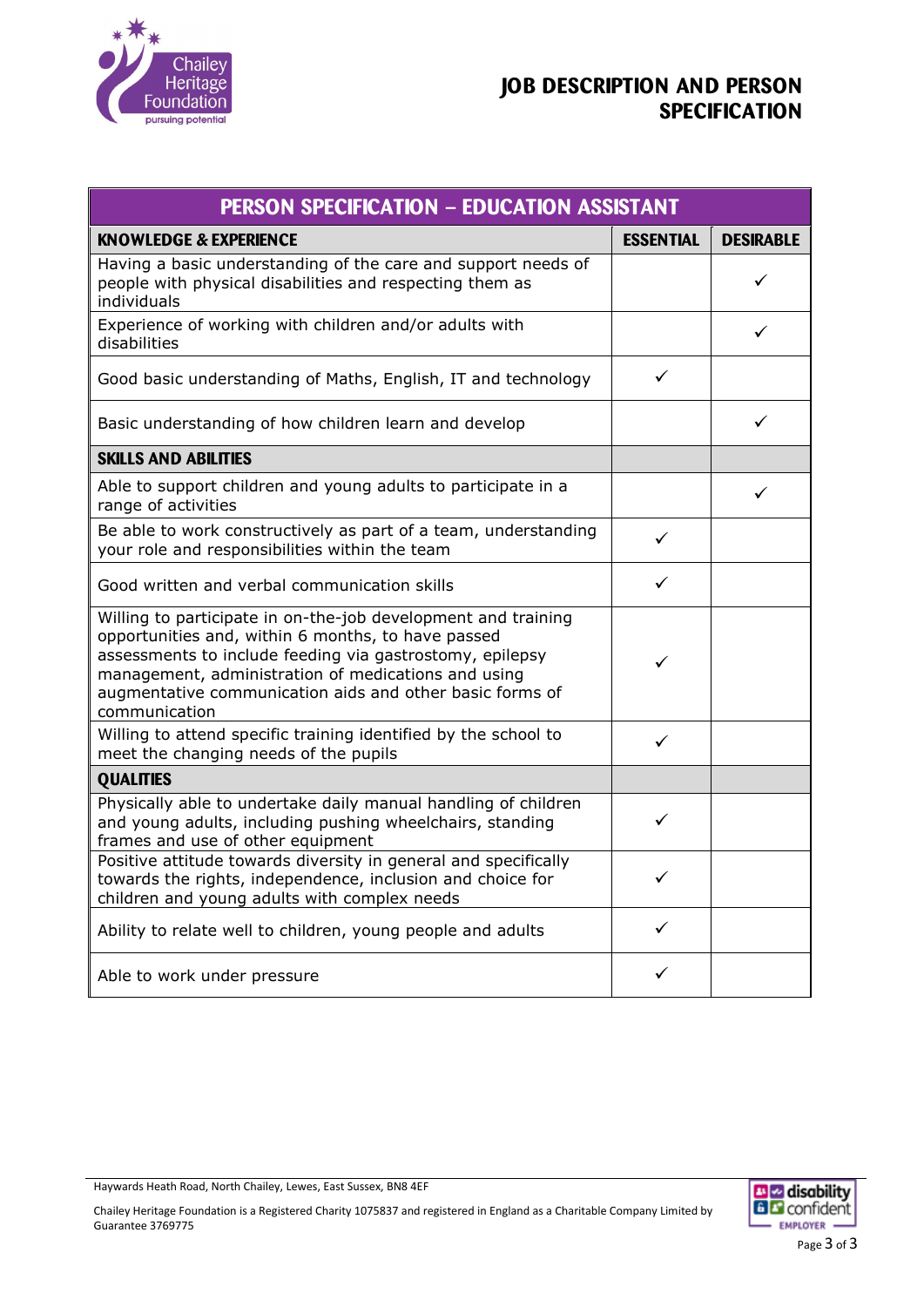# JOB DESCRIPTION AND PERSON SPECIFICATION

| PERSON SPECIFICATION – EDUCATION ASSISTANT | | |
|---|---|---|
| **KNOWLEDGE & EXPERIENCE** | **ESSENTIAL** | **DESIRABLE** |
| Having a basic understanding of the care and support needs of people with physical disabilities and respecting them as individuals | | ✓ |
| Experience of working with children and/or adults with disabilities | | ✓ |
| Good basic understanding of Maths, English, IT and technology | ✓ | |
| Basic understanding of how children learn and develop | | ✓ |
| **SKILLS AND ABILITIES** | | |
| Able to support children and young adults to participate in a range of activities | | ✓ |
| Be able to work constructively as part of a team, understanding your role and responsibilities within the team | ✓ | |
| Good written and verbal communication skills | ✓ | |
| Willing to participate in on-the-job development and training opportunities and, within 6 months, to have passed assessments to include feeding via gastrostomy, epilepsy management, administration of medications and using augmentative communication aids and other basic forms of communication | ✓ | |
| Willing to attend specific training identified by the school to meet the changing needs of the pupils | ✓ | |
| **QUALITIES** | | |
| Physically able to undertake daily manual handling of children and young adults, including pushing wheelchairs, standing frames and use of other equipment | ✓ | |
| Positive attitude towards diversity in general and specifically towards the rights, independence, inclusion and choice for children and young adults with complex needs | ✓ | |
| Ability to relate well to children, young people and adults | ✓ | |
| Able to work under pressure | ✓ | |

Haywards Heath Road, North Chailey, Lewes, East Sussex, BN8 4EF

Chailey Heritage Foundation is a Registered Charity 1075837 and registered in England as a Charitable Company Limited by Guarantee 3769775